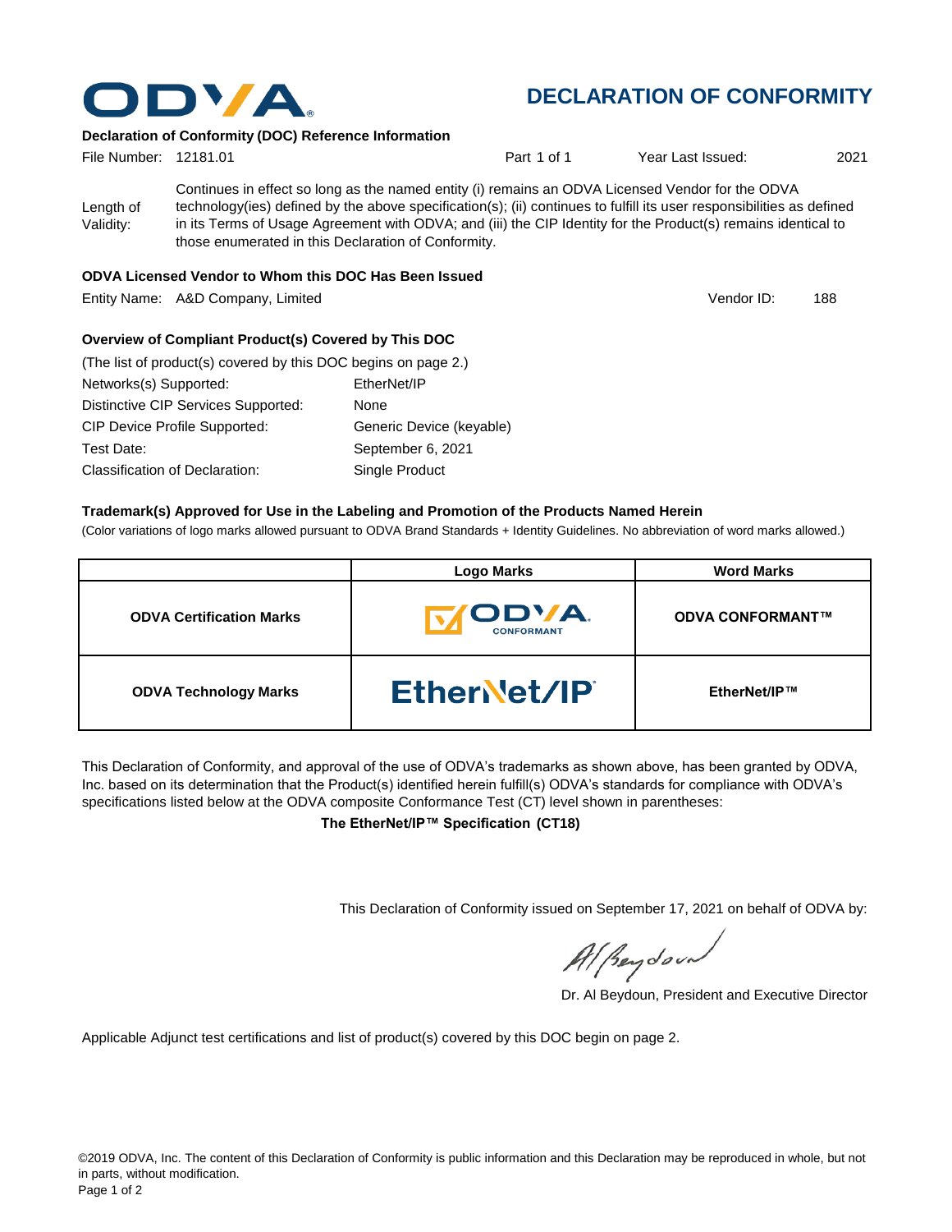# DECLARATION OF CONFORMITY

**Declaration of Conformity (DOC) Reference Information**

File Number: 12181.01 | Part 1 of 1 | Year Last Issued: 2021

Length of Validity: Continues in effect so long as the named entity (i) remains an ODVA Licensed Vendor for the ODVA technology(ies) defined by the above specification(s); (ii) continues to fulfill its user responsibilities as defined in its Terms of Usage Agreement with ODVA; and (iii) the CIP Identity for the Product(s) remains identical to those enumerated in this Declaration of Conformity.

**ODVA Licensed Vendor to Whom this DOC Has Been Issued**

Entity Name: A&D Company, Limited | Vendor ID: 188

**Overview of Compliant Product(s) Covered by This DOC**

(The list of product(s) covered by this DOC begins on page 2.)

Networks(s) Supported: EtherNet/IP

Distinctive CIP Services Supported: None

CIP Device Profile Supported: Generic Device (keyable)

Test Date: September 6, 2021

Classification of Declaration: Single Product

**Trademark(s) Approved for Use in the Labeling and Promotion of the Products Named Herein**

(Color variations of logo marks allowed pursuant to ODVA Brand Standards + Identity Guidelines. No abbreviation of word marks allowed.)

| | Logo Marks | Word Marks |
|---|---|---|
| **ODVA Certification Marks** | ODVA CONFORMANT | **ODVA CONFORMANT™** |
| **ODVA Technology Marks** | EtherNet/IP | **EtherNet/IP™** |

This Declaration of Conformity, and approval of the use of ODVA's trademarks as shown above, has been granted by ODVA, Inc. based on its determination that the Product(s) identified herein fulfill(s) ODVA's standards for compliance with ODVA's specifications listed below at the ODVA composite Conformance Test (CT) level shown in parentheses:

**The EtherNet/IP™ Specification (CT18)**

This Declaration of Conformity issued on September 17, 2021 on behalf of ODVA by:

Dr. Al Beydoun, President and Executive Director

Applicable Adjunct test certifications and list of product(s) covered by this DOC begin on page 2.

©2019 ODVA, Inc. The content of this Declaration of Conformity is public information and this Declaration may be reproduced in whole, but not in parts, without modification.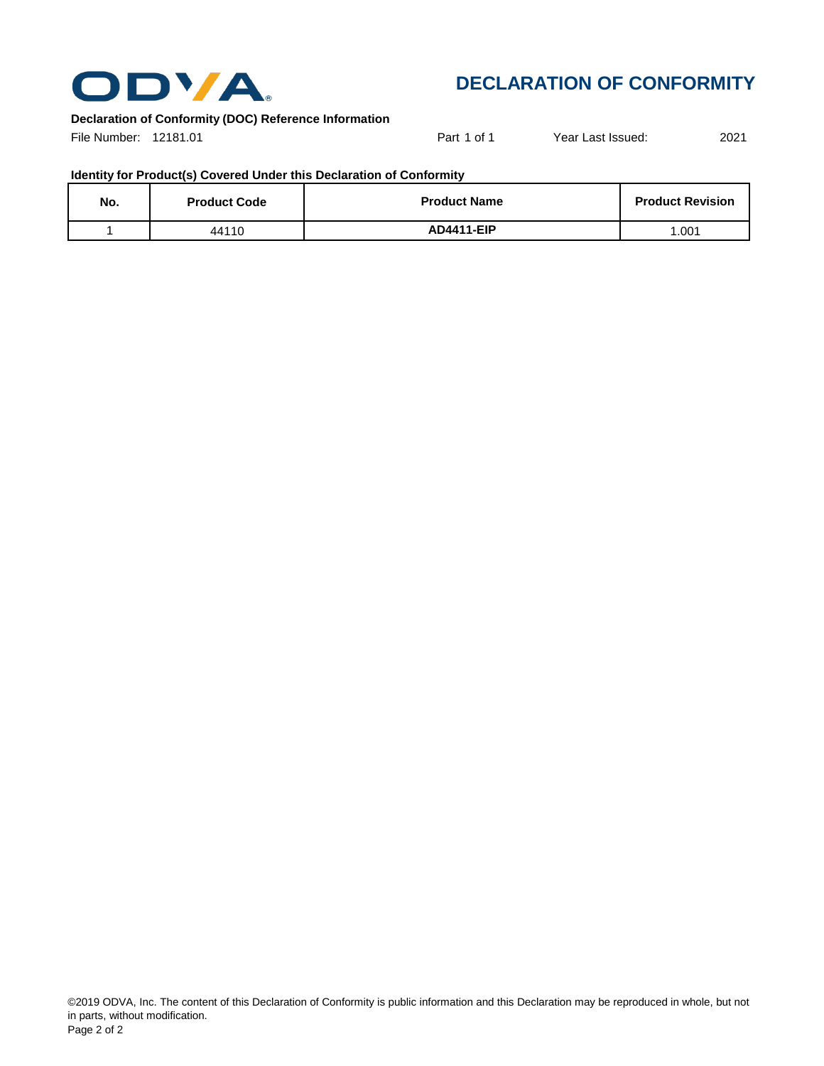# DECLARATION OF CONFORMITY

**Declaration of Conformity (DOC) Reference Information**

File Number: 12181.01 | Part 1 of 1 | Year Last Issued: 2021

**Identity for Product(s) Covered Under this Declaration of Conformity**

| No. | Product Code | Product Name | Product Revision |
|---|---|---|---|
| 1 | 44110 | **AD4411-EIP** | 1.001 |

©2019 ODVA, Inc. The content of this Declaration of Conformity is public information and this Declaration may be reproduced in whole, but not in parts, without modification.